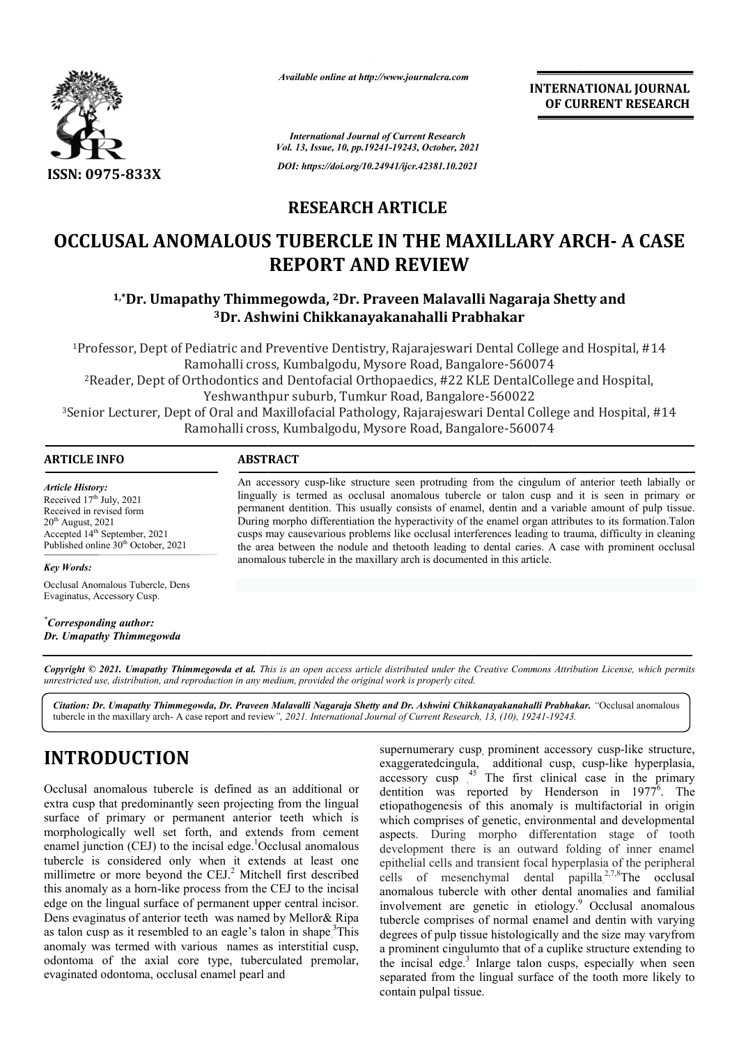*Available online at http://www.journalcra.com*

**INTERNATIONAL JOURNAL OF CURRENT RESEARCH**

*International Journal of Current Research*
*Vol. 13, Issue, 10, pp.19241-19243, October, 2021*

*DOI: https://doi.org/10.24941/ijcr.42381.10.2021*

ISSN: 0975-833X

**RESEARCH ARTICLE**

# OCCLUSAL ANOMALOUS TUBERCLE IN THE MAXILLARY ARCH- A CASE REPORT AND REVIEW

**[1,*]Dr. Umapathy Thimmegowda, [2]Dr. Praveen Malavalli Nagaraja Shetty and [3]Dr. Ashwini Chikkanayakanahalli Prabhakar**

[1]Professor, Dept of Pediatric and Preventive Dentistry, Rajarajeswari Dental College and Hospital, #14 Ramohalli cross, Kumbalgodu, Mysore Road, Bangalore-560074

[2]Reader, Dept of Orthodontics and Dentofacial Orthopaedics, #22 KLE DentalCollege and Hospital, Yeshwanthpur suburb, Tumkur Road, Bangalore-560022

[3]Senior Lecturer, Dept of Oral and Maxillofacial Pathology, Rajarajeswari Dental College and Hospital, #14 Ramohalli cross, Kumbalgodu, Mysore Road, Bangalore-560074

**ARTICLE INFO**

*Article History:*
Received 17th July, 2021
Received in revised form 20th August, 2021
Accepted 14th September, 2021
Published online 30th October, 2021

*Key Words:*
Occlusal Anomalous Tubercle, Dens Evaginatus, Accessory Cusp.

*\*Corresponding author:*
***Dr. Umapathy Thimmegowda***

**ABSTRACT**

An accessory cusp-like structure seen protruding from the cingulum of anterior teeth labially or lingually is termed as occlusal anomalous tubercle or talon cusp and it is seen in primary or permanent dentition. This usually consists of enamel, dentin and a variable amount of pulp tissue. During morpho differentiation the hyperactivity of the enamel organ attributes to its formation.Talon cusps may causevarious problems like occlusal interferences leading to trauma, difficulty in cleaning the area between the nodule and thetooth leading to dental caries. A case with prominent occlusal anomalous tubercle in the maxillary arch is documented in this article.

*Copyright © 2021. Umapathy Thimmegowda et al. This is an open access article distributed under the Creative Commons Attribution License, which permits unrestricted use, distribution, and reproduction in any medium, provided the original work is properly cited.*

***Citation: Dr. Umapathy Thimmegowda, Dr. Praveen Malavalli Nagaraja Shetty and Dr. Ashwini Chikkanayakanahalli Prabhakar.** "Occlusal anomalous tubercle in the maxillary arch- A case report and review", 2021. International Journal of Current Research, 13, (10), 19241-19243.*

# INTRODUCTION

Occlusal anomalous tubercle is defined as an additional or extra cusp that predominantly seen projecting from the lingual surface of primary or permanent anterior teeth which is morphologically well set forth, and extends from cement enamel junction (CEJ) to the incisal edge.[1]Occlusal anomalous tubercle is considered only when it extends at least one millimetre or more beyond the CEJ.[2] Mitchell first described this anomaly as a horn-like process from the CEJ to the incisal edge on the lingual surface of permanent upper central incisor. Dens evaginatus of anterior teeth was named by Mellor& Ripa as talon cusp as it resembled to an eagle's talon in shape.[3]This anomaly was termed with various names as interstitial cusp, odontoma of the axial core type, tuberculated premolar, evaginated odontoma, occlusal enamel pearl and supernumerary cusp, prominent accessory cusp-like structure, exaggeratedcingula, additional cusp, cusp-like hyperplasia, accessory cusp.[4,5] The first clinical case in the primary dentition was reported by Henderson in 1977[6]. The etiopathogenesis of this anomaly is multifactorial in origin which comprises of genetic, environmental and developmental aspects. During morpho differentation stage of tooth development there is an outward folding of inner enamel epithelial cells and transient focal hyperplasia of the peripheral cells of mesenchymal dental papilla.[2,7,8]The occlusal anomalous tubercle with other dental anomalies and familial involvement are genetic in etiology.[9] Occlusal anomalous tubercle comprises of normal enamel and dentin with varying degrees of pulp tissue histologically and the size may varyfrom a prominent cingulumto that of a cuplike structure extending to the incisal edge.[3] Inlarge talon cusps, especially when seen separated from the lingual surface of the tooth more likely to contain pulpal tissue.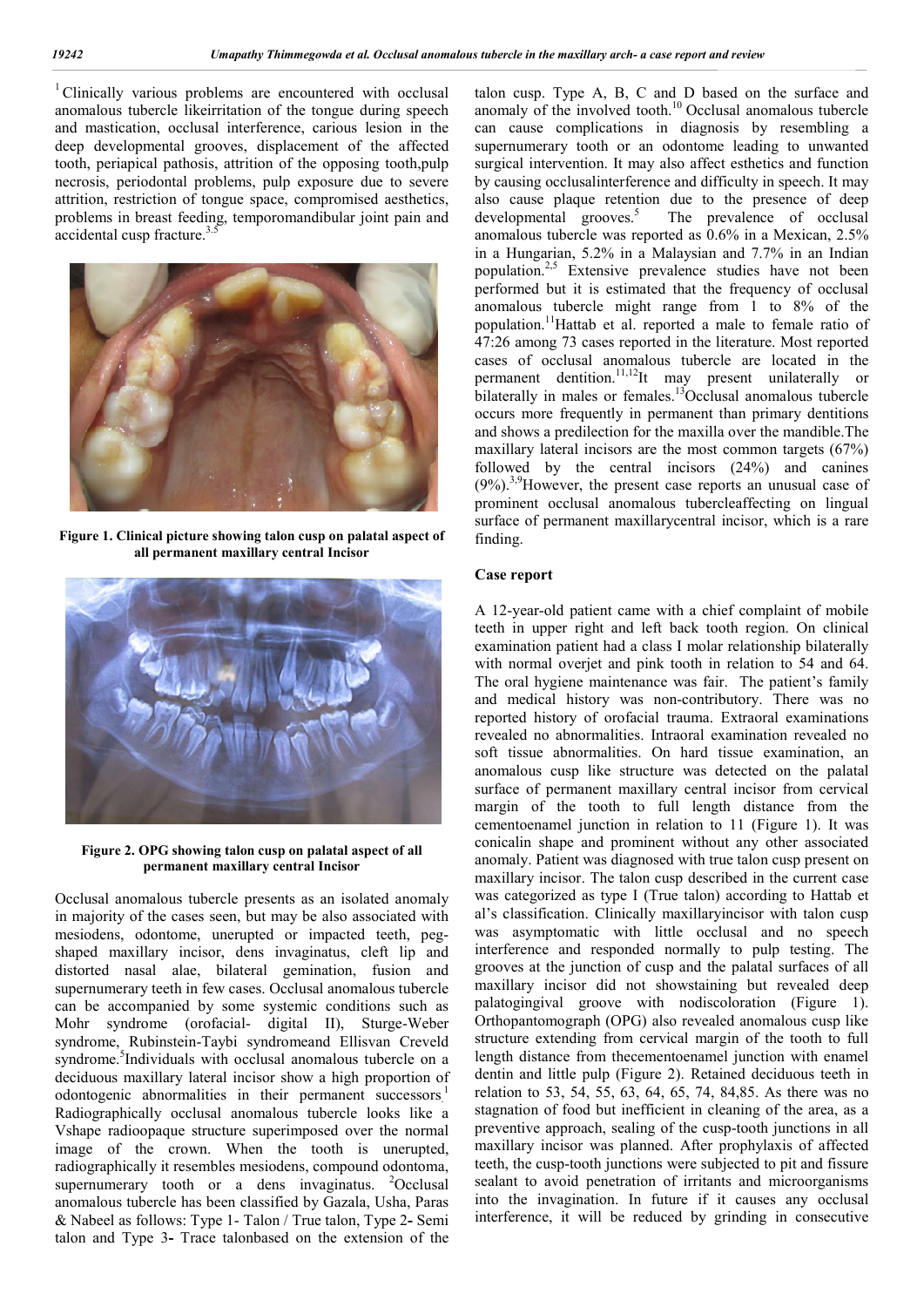[1] Clinically various problems are encountered with occlusal anomalous tubercle likeirritation of the tongue during speech and mastication, occlusal interference, carious lesion in the deep developmental grooves, displacement of the affected tooth, periapical pathosis, attrition of the opposing tooth,pulp necrosis, periodontal problems, pulp exposure due to severe attrition, restriction of tongue space, compromised aesthetics, problems in breast feeding, temporomandibular joint pain and accidental cusp fracture.[3,5]

**Figure 1. Clinical picture showing talon cusp on palatal aspect of all permanent maxillary central Incisor**

**Figure 2. OPG showing talon cusp on palatal aspect of all permanent maxillary central Incisor**

Occlusal anomalous tubercle presents as an isolated anomaly in majority of the cases seen, but may be also associated with mesiodens, odontome, unerupted or impacted teeth, peg-shaped maxillary incisor, dens invaginatus, cleft lip and distorted nasal alae, bilateral gemination, fusion and supernumerary teeth in few cases. Occlusal anomalous tubercle can be accompanied by some systemic conditions such as Mohr syndrome (orofacial- digital II), Sturge-Weber syndrome, Rubinstein-Taybi syndromeand Ellisvan Creveld syndrome.[5] Individuals with occlusal anomalous tubercle on a deciduous maxillary lateral incisor show a high proportion of odontogenic abnormalities in their permanent successors.[1] Radiographically occlusal anomalous tubercle looks like a Vshape radioopaque structure superimposed over the normal image of the crown. When the tooth is unerupted, radiographically it resembles mesiodens, compound odontoma, supernumerary tooth or a dens invaginatus. [2] Occlusal anomalous tubercle has been classified by Gazala, Usha, Paras & Nabeel as follows: Type 1- Talon / True talon, Type 2**-** Semi talon and Type 3**-** Trace talonbased on the extension of the talon cusp. Type A, B, C and D based on the surface and anomaly of the involved tooth.[10] Occlusal anomalous tubercle can cause complications in diagnosis by resembling a supernumerary tooth or an odontome leading to unwanted surgical intervention. It may also affect esthetics and function by causing occlusalinterference and difficulty in speech. It may also cause plaque retention due to the presence of deep developmental grooves.[5] The prevalence of occlusal anomalous tubercle was reported as 0.6% in a Mexican, 2.5% in a Hungarian, 5.2% in a Malaysian and 7.7% in an Indian population.[2,5] Extensive prevalence studies have not been performed but it is estimated that the frequency of occlusal anomalous tubercle might range from 1 to 8% of the population.[11] Hattab et al. reported a male to female ratio of 47:26 among 73 cases reported in the literature. Most reported cases of occlusal anomalous tubercle are located in the permanent dentition.[11,12] It may present unilaterally or bilaterally in males or females.[13] Occlusal anomalous tubercle occurs more frequently in permanent than primary dentitions and shows a predilection for the maxilla over the mandible.The maxillary lateral incisors are the most common targets (67%) followed by the central incisors (24%) and canines (9%).[3,9] However, the present case reports an unusual case of prominent occlusal anomalous tubercleaffecting on lingual surface of permanent maxillarycentral incisor, which is a rare finding.

## Case report

A 12-year-old patient came with a chief complaint of mobile teeth in upper right and left back tooth region. On clinical examination patient had a class I molar relationship bilaterally with normal overjet and pink tooth in relation to 54 and 64. The oral hygiene maintenance was fair. The patient's family and medical history was non-contributory. There was no reported history of orofacial trauma. Extraoral examinations revealed no abnormalities. Intraoral examination revealed no soft tissue abnormalities. On hard tissue examination, an anomalous cusp like structure was detected on the palatal surface of permanent maxillary central incisor from cervical margin of the tooth to full length distance from the cementoenamel junction in relation to 11 (Figure 1). It was conicalin shape and prominent without any other associated anomaly. Patient was diagnosed with true talon cusp present on maxillary incisor. The talon cusp described in the current case was categorized as type I (True talon) according to Hattab et al's classification. Clinically maxillaryincisor with talon cusp was asymptomatic with little occlusal and no speech interference and responded normally to pulp testing. The grooves at the junction of cusp and the palatal surfaces of all maxillary incisor did not showstaining but revealed deep palatogingival groove with nodiscoloration (Figure 1). Orthopantomograph (OPG) also revealed anomalous cusp like structure extending from cervical margin of the tooth to full length distance from thecementoenamel junction with enamel dentin and little pulp (Figure 2). Retained deciduous teeth in relation to 53, 54, 55, 63, 64, 65, 74, 84,85. As there was no stagnation of food but inefficient in cleaning of the area, as a preventive approach, sealing of the cusp-tooth junctions in all maxillary incisor was planned. After prophylaxis of affected teeth, the cusp-tooth junctions were subjected to pit and fissure sealant to avoid penetration of irritants and microorganisms into the invagination. In future if it causes any occlusal interference, it will be reduced by grinding in consecutive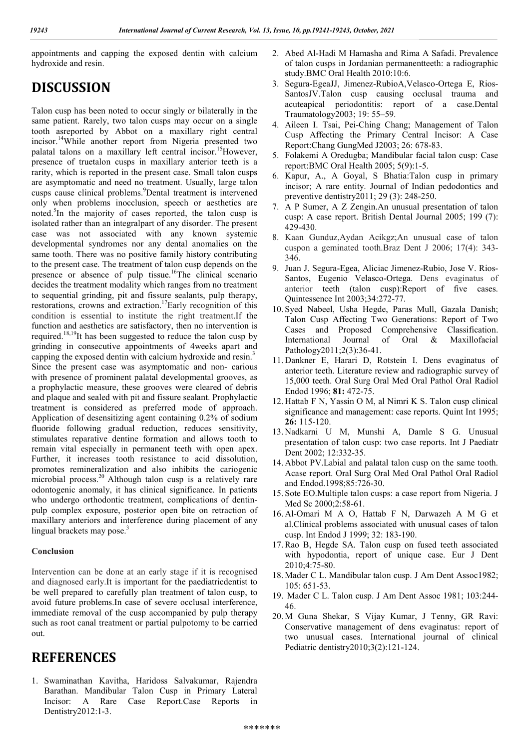appointments and capping the exposed dentin with calcium hydroxide and resin.

# DISCUSSION

Talon cusp has been noted to occur singly or bilaterally in the same patient. Rarely, two talon cusps may occur on a single tooth asreported by Abbot on a maxillary right central incisor.[14]While another report from Nigeria presented two palatal talons on a maxillary left central incisor.[15]However, presence of truetalon cusps in maxillary anterior teeth is a rarity, which is reported in the present case. Small talon cusps are asymptomatic and need no treatment. Usually, large talon cusps cause clinical problems.[9]Dental treatment is intervened only when problems inocclusion, speech or aesthetics are noted.[5]In the majority of cases reported, the talon cusp is isolated rather than an integralpart of any disorder. The present case was not associated with any known systemic developmental syndromes nor any dental anomalies on the same tooth. There was no positive family history contributing to the present case. The treatment of talon cusp depends on the presence or absence of pulp tissue.[16]The clinical scenario decides the treatment modality which ranges from no treatment to sequential grinding, pit and fissure sealants, pulp therapy, restorations, crowns and extraction.[17]Early recognition of this condition is essential to institute the right treatment.If the function and aesthetics are satisfactory, then no intervention is required.[18,19]It has been suggested to reduce the talon cusp by grinding in consecutive appointments of 4weeks apart and capping the exposed dentin with calcium hydroxide and resin.[3] Since the present case was asymptomatic and non- carious with presence of prominent palatal developmental grooves, as a prophylactic measure, these grooves were cleared of debris and plaque and sealed with pit and fissure sealant. Prophylactic treatment is considered as preferred mode of approach. Application of desensitizing agent containing 0.2% of sodium fluoride following gradual reduction, reduces sensitivity, stimulates reparative dentine formation and allows tooth to remain vital especially in permanent teeth with open apex. Further, it increases tooth resistance to acid dissolution, promotes remineralization and also inhibits the cariogenic microbial process.[20] Although talon cusp is a relatively rare odontogenic anomaly, it has clinical significance. In patients who undergo orthodontic treatment, complications of dentin-pulp complex exposure, posterior open bite on retraction of maxillary anteriors and interference during placement of any lingual brackets may pose.[3]

### Conclusion

Intervention can be done at an early stage if it is recognised and diagnosed early.It is important for the paediatricdentist to be well prepared to carefully plan treatment of talon cusp, to avoid future problems.In case of severe occlusal interference, immediate removal of the cusp accompanied by pulp therapy such as root canal treatment or partial pulpotomy to be carried out.

# REFERENCES

1. Swaminathan Kavitha, Haridoss Salvakumar, Rajendra Barathan. Mandibular Talon Cusp in Primary Lateral Incisor: A Rare Case Report.Case Reports in Dentistry2012:1-3.
2. Abed Al-Hadi M Hamasha and Rima A Safadi. Prevalence of talon cusps in Jordanian permanentteeth: a radiographic study.BMC Oral Health 2010:10:6.
3. Segura-EgeaJJ, Jimenez-RubioA,Velasco-Ortega E, Rios-SantosJV.Talon cusp causing occlusal trauma and acuteapical periodontitis: report of a case.Dental Traumatology2003; 19: 55–59.
4. Aileen I. Tsai, Pei-Ching Chang; Management of Talon Cusp Affecting the Primary Central Incisor: A Case Report:Chang GungMed J2003; 26: 678-83.
5. Folakemi A Oredugba; Mandibular facial talon cusp: Case report:BMC Oral Health 2005; 5(9):1-5.
6. Kapur, A., A Goyal, S Bhatia:Talon cusp in primary incisor; A rare entity. Journal of Indian pedodontics and preventive dentistry2011; 29 (3): 248-250.
7. A P Sumer, A Z Zengin.An unusual presentation of talon cusp: A case report. British Dental Journal 2005; 199 (7): 429-430.
8. Kaan Gunduz,Aydan Acikgz;An unusual case of talon cuspon a geminated tooth.Braz Dent J 2006; 17(4): 343-346.
9. Juan J. Segura-Egea, Aliciac Jimenez-Rubio, Jose V. Rios-Santos, Eugenio Velasco-Ortega. Dens evaginatus of anterior teeth (talon cusp):Report of five cases. Quintessence Int 2003;34:272-77.
10. Syed Nabeel, Usha Hegde, Paras Mull, Gazala Danish; Talon Cusp Affecting Two Generations: Report of Two Cases and Proposed Comprehensive Classification. International Journal of Oral & Maxillofacial Pathology2011;2(3):36-41.
11. Dankner E, Harari D, Rotstein I. Dens evaginatus of anterior teeth. Literature review and radiographic survey of 15,000 teeth. Oral Surg Oral Med Oral Pathol Oral Radiol Endod 1996; **81:** 472-75.
12. Hattab F N, Yassin O M, al Nimri K S. Talon cusp clinical significance and management: case reports. Quint Int 1995; **26:** 115-120.
13. Nadkarni U M, Munshi A, Damle S G. Unusual presentation of talon cusp: two case reports. Int J Paediatr Dent 2002; 12:332-35.
14. Abbot PV.Labial and palatal talon cusp on the same tooth. Acase report. Oral Surg Oral Med Oral Pathol Oral Radiol and Endod.1998;85:726-30.
15. Sote EO.Multiple talon cusps: a case report from Nigeria. J Med Sc 2000;2:58-61.
16. Al-Omari M A O, Hattab F N, Darwazeh A M G et al.Clinical problems associated with unusual cases of talon cusp. Int Endod J 1999; 32: 183-190.
17. Rao B, Hegde SA. Talon cusp on fused teeth associated with hypodontia, report of unique case. Eur J Dent 2010;4:75-80.
18. Mader C L. Mandibular talon cusp. J Am Dent Assoc1982; 105: 651-53.
19. Mader C L. Talon cusp. J Am Dent Assoc 1981; 103:244-46.
20. M Guna Shekar, S Vijay Kumar, J Tenny, GR Ravi: Conservative management of dens evaginatus: report of two unusual cases. International journal of clinical Pediatric dentistry2010;3(2):121-124.

\*\*\*\*\*\*\*